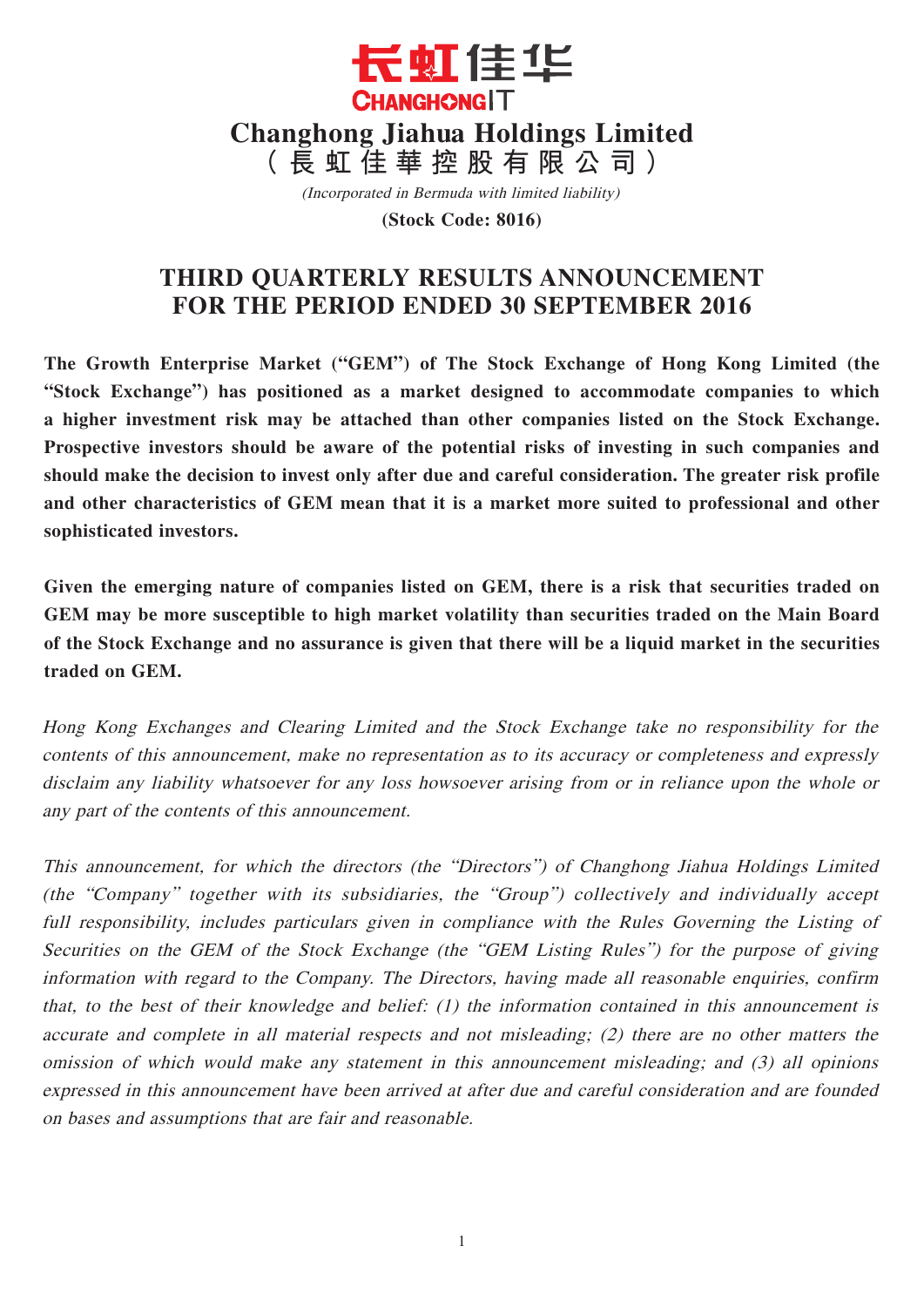长虹佳华
CHANGHONGIT

# Changhong Jiahua Holdings Limited
# （長虹佳華控股有限公司）

*(Incorporated in Bermuda with limited liability)*

**(Stock Code: 8016)**

## THIRD QUARTERLY RESULTS ANNOUNCEMENT FOR THE PERIOD ENDED 30 SEPTEMBER 2016

**The Growth Enterprise Market ("GEM") of The Stock Exchange of Hong Kong Limited (the "Stock Exchange") has positioned as a market designed to accommodate companies to which a higher investment risk may be attached than other companies listed on the Stock Exchange. Prospective investors should be aware of the potential risks of investing in such companies and should make the decision to invest only after due and careful consideration. The greater risk profile and other characteristics of GEM mean that it is a market more suited to professional and other sophisticated investors.**

**Given the emerging nature of companies listed on GEM, there is a risk that securities traded on GEM may be more susceptible to high market volatility than securities traded on the Main Board of the Stock Exchange and no assurance is given that there will be a liquid market in the securities traded on GEM.**

*Hong Kong Exchanges and Clearing Limited and the Stock Exchange take no responsibility for the contents of this announcement, make no representation as to its accuracy or completeness and expressly disclaim any liability whatsoever for any loss howsoever arising from or in reliance upon the whole or any part of the contents of this announcement.*

*This announcement, for which the directors (the "Directors") of Changhong Jiahua Holdings Limited (the "Company" together with its subsidiaries, the "Group") collectively and individually accept full responsibility, includes particulars given in compliance with the Rules Governing the Listing of Securities on the GEM of the Stock Exchange (the "GEM Listing Rules") for the purpose of giving information with regard to the Company. The Directors, having made all reasonable enquiries, confirm that, to the best of their knowledge and belief: (1) the information contained in this announcement is accurate and complete in all material respects and not misleading; (2) there are no other matters the omission of which would make any statement in this announcement misleading; and (3) all opinions expressed in this announcement have been arrived at after due and careful consideration and are founded on bases and assumptions that are fair and reasonable.*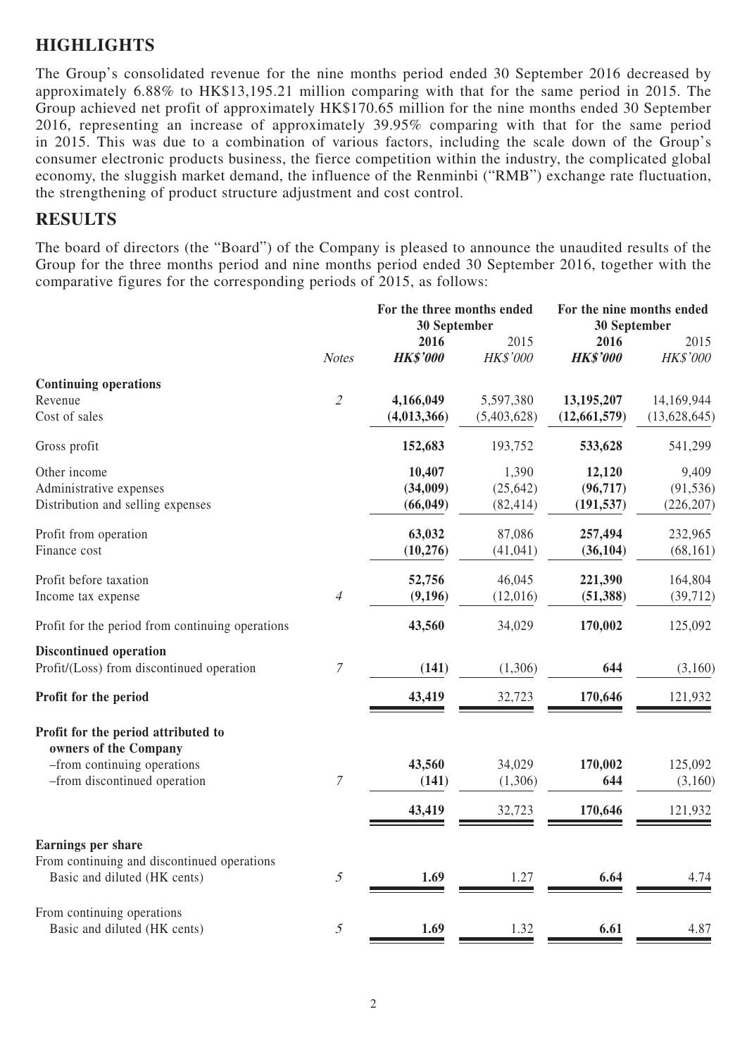## HIGHLIGHTS

The Group's consolidated revenue for the nine months period ended 30 September 2016 decreased by approximately 6.88% to HK$13,195.21 million comparing with that for the same period in 2015. The Group achieved net profit of approximately HK$170.65 million for the nine months ended 30 September 2016, representing an increase of approximately 39.95% comparing with that for the same period in 2015. This was due to a combination of various factors, including the scale down of the Group's consumer electronic products business, the fierce competition within the industry, the complicated global economy, the sluggish market demand, the influence of the Renminbi ("RMB") exchange rate fluctuation, the strengthening of product structure adjustment and cost control.

## RESULTS

The board of directors (the "Board") of the Company is pleased to announce the unaudited results of the Group for the three months period and nine months period ended 30 September 2016, together with the comparative figures for the corresponding periods of 2015, as follows:

| | | For the three months ended 30 September | | For the nine months ended 30 September | |
|---|---|---|---|---|---|
| | | **2016** | 2015 | **2016** | 2015 |
| | *Notes* | ***HK$'000*** | *HK$'000* | ***HK$'000*** | *HK$'000* |
| **Continuing operations** | | | | | |
| Revenue | *2* | **4,166,049** | 5,597,380 | **13,195,207** | 14,169,944 |
| Cost of sales | | **(4,013,366)** | (5,403,628) | **(12,661,579)** | (13,628,645) |
| Gross profit | | **152,683** | 193,752 | **533,628** | 541,299 |
| Other income | | **10,407** | 1,390 | **12,120** | 9,409 |
| Administrative expenses | | **(34,009)** | (25,642) | **(96,717)** | (91,536) |
| Distribution and selling expenses | | **(66,049)** | (82,414) | **(191,537)** | (226,207) |
| Profit from operation | | **63,032** | 87,086 | **257,494** | 232,965 |
| Finance cost | | **(10,276)** | (41,041) | **(36,104)** | (68,161) |
| Profit before taxation | | **52,756** | 46,045 | **221,390** | 164,804 |
| Income tax expense | *4* | **(9,196)** | (12,016) | **(51,388)** | (39,712) |
| Profit for the period from continuing operations | | **43,560** | 34,029 | **170,002** | 125,092 |
| **Discontinued operation** | | | | | |
| Profit/(Loss) from discontinued operation | *7* | **(141)** | (1,306) | **644** | (3,160) |
| **Profit for the period** | | **43,419** | 32,723 | **170,646** | 121,932 |
| **Profit for the period attributed to owners of the Company** | | | | | |
| –from continuing operations | | **43,560** | 34,029 | **170,002** | 125,092 |
| –from discontinued operation | *7* | **(141)** | (1,306) | **644** | (3,160) |
| | | **43,419** | 32,723 | **170,646** | 121,932 |
| **Earnings per share** | | | | | |
| From continuing and discontinued operations | | | | | |
| Basic and diluted (HK cents) | *5* | **1.69** | 1.27 | **6.64** | 4.74 |
| From continuing operations | | | | | |
| Basic and diluted (HK cents) | *5* | **1.69** | 1.32 | **6.61** | 4.87 |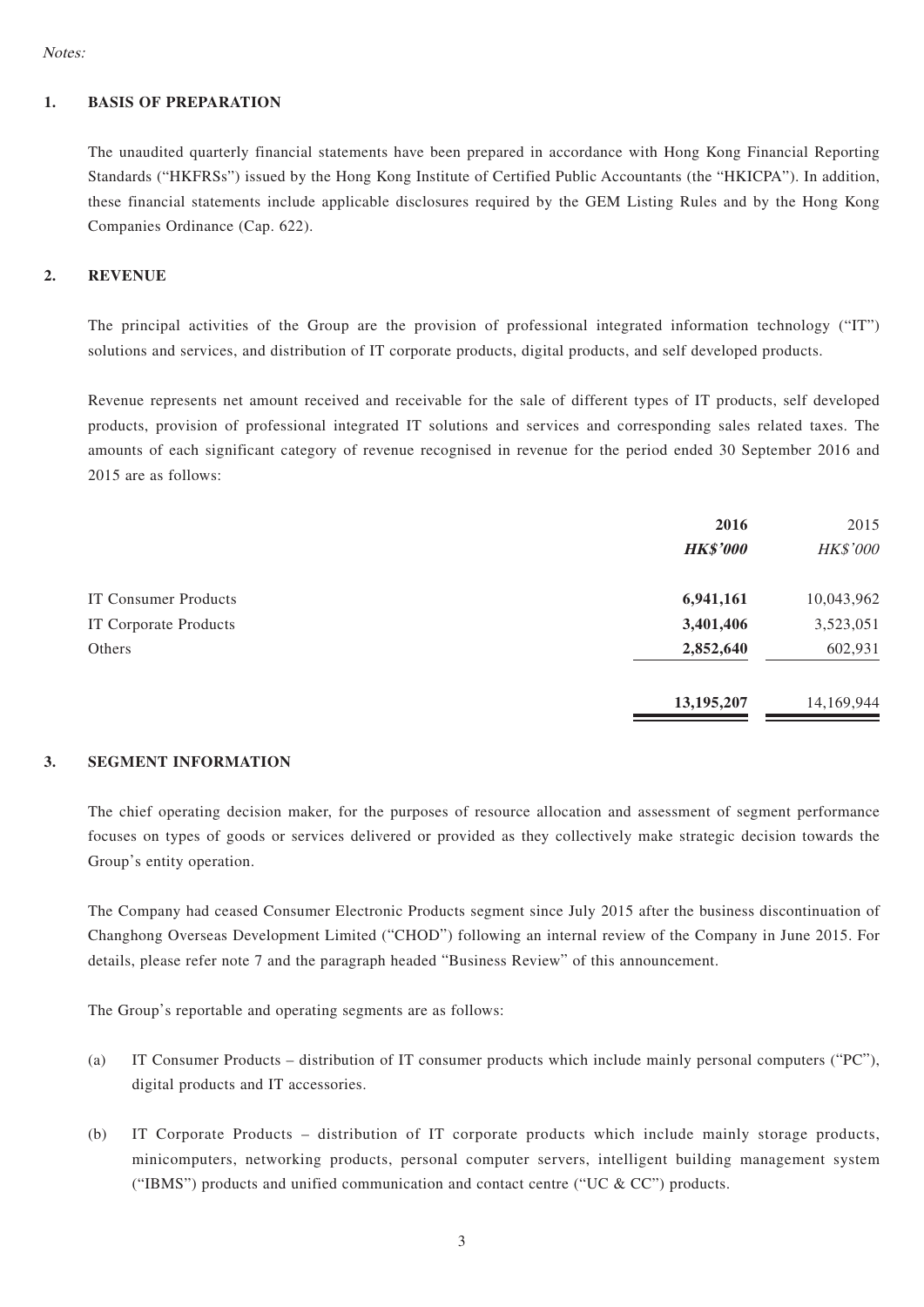*Notes:*

## 1. BASIS OF PREPARATION

The unaudited quarterly financial statements have been prepared in accordance with Hong Kong Financial Reporting Standards ("HKFRSs") issued by the Hong Kong Institute of Certified Public Accountants (the "HKICPA"). In addition, these financial statements include applicable disclosures required by the GEM Listing Rules and by the Hong Kong Companies Ordinance (Cap. 622).

## 2. REVENUE

The principal activities of the Group are the provision of professional integrated information technology ("IT") solutions and services, and distribution of IT corporate products, digital products, and self developed products.

Revenue represents net amount received and receivable for the sale of different types of IT products, self developed products, provision of professional integrated IT solutions and services and corresponding sales related taxes. The amounts of each significant category of revenue recognised in revenue for the period ended 30 September 2016 and 2015 are as follows:

| | **2016** | 2015 |
|---|---|---|
| | ***HK$'000*** | *HK$'000* |
| IT Consumer Products | **6,941,161** | 10,043,962 |
| IT Corporate Products | **3,401,406** | 3,523,051 |
| Others | **2,852,640** | 602,931 |
| | **13,195,207** | 14,169,944 |

## 3. SEGMENT INFORMATION

The chief operating decision maker, for the purposes of resource allocation and assessment of segment performance focuses on types of goods or services delivered or provided as they collectively make strategic decision towards the Group's entity operation.

The Company had ceased Consumer Electronic Products segment since July 2015 after the business discontinuation of Changhong Overseas Development Limited ("CHOD") following an internal review of the Company in June 2015. For details, please refer note 7 and the paragraph headed "Business Review" of this announcement.

The Group's reportable and operating segments are as follows:

(a) IT Consumer Products – distribution of IT consumer products which include mainly personal computers ("PC"), digital products and IT accessories.

(b) IT Corporate Products – distribution of IT corporate products which include mainly storage products, minicomputers, networking products, personal computer servers, intelligent building management system ("IBMS") products and unified communication and contact centre ("UC & CC") products.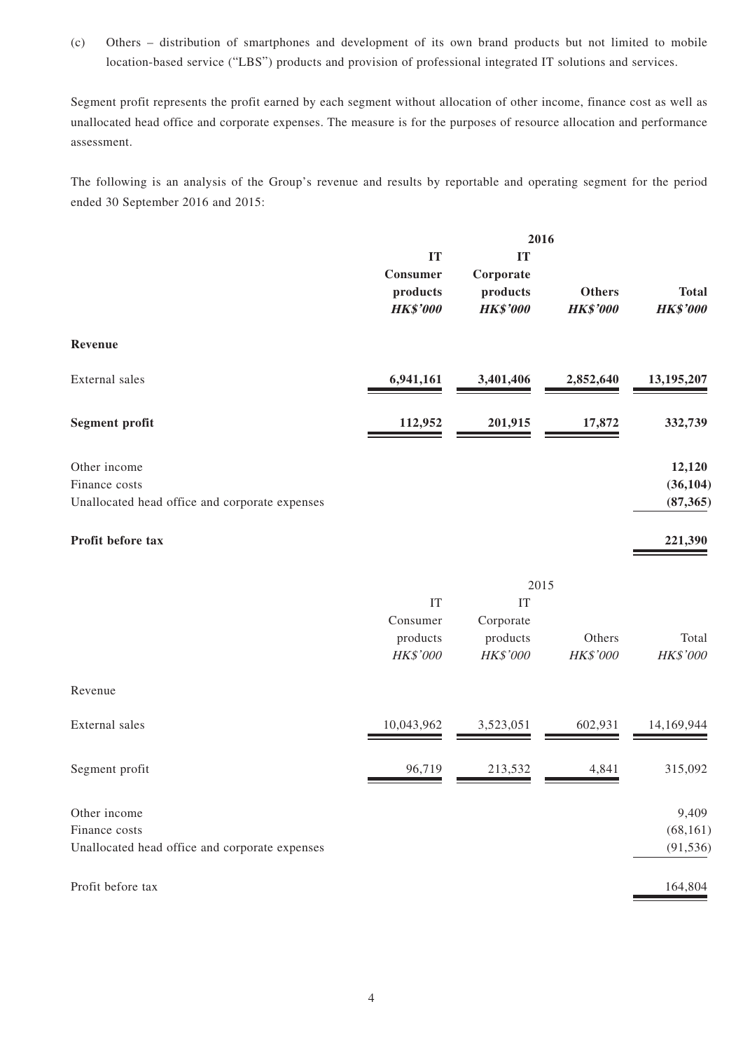(c) Others – distribution of smartphones and development of its own brand products but not limited to mobile location-based service ("LBS") products and provision of professional integrated IT solutions and services.

Segment profit represents the profit earned by each segment without allocation of other income, finance cost as well as unallocated head office and corporate expenses. The measure is for the purposes of resource allocation and performance assessment.

The following is an analysis of the Group's revenue and results by reportable and operating segment for the period ended 30 September 2016 and 2015:

| | **2016** | | | |
|---|---|---|---|---|
| | **IT Consumer products** | **IT Corporate products** | **Others** | **Total** |
| | ***HK$'000*** | ***HK$'000*** | ***HK$'000*** | ***HK$'000*** |
| **Revenue** | | | | |
| External sales | **6,941,161** | **3,401,406** | **2,852,640** | **13,195,207** |
| **Segment profit** | **112,952** | **201,915** | **17,872** | **332,739** |
| Other income | | | | **12,120** |
| Finance costs | | | | **(36,104)** |
| Unallocated head office and corporate expenses | | | | **(87,365)** |
| **Profit before tax** | | | | **221,390** |

| | 2015 | | | |
|---|---|---|---|---|
| | IT Consumer products | IT Corporate products | Others | Total |
| | *HK$'000* | *HK$'000* | *HK$'000* | *HK$'000* |
| Revenue | | | | |
| External sales | 10,043,962 | 3,523,051 | 602,931 | 14,169,944 |
| Segment profit | 96,719 | 213,532 | 4,841 | 315,092 |
| Other income | | | | 9,409 |
| Finance costs | | | | (68,161) |
| Unallocated head office and corporate expenses | | | | (91,536) |
| Profit before tax | | | | 164,804 |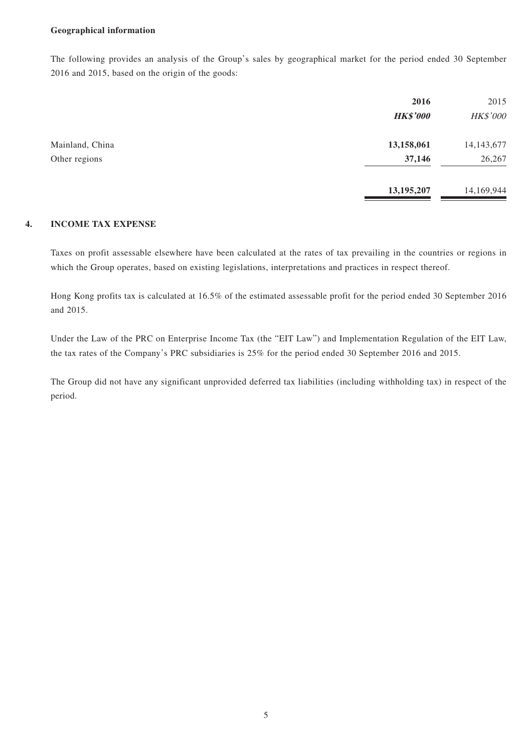**Geographical information**

The following provides an analysis of the Group's sales by geographical market for the period ended 30 September 2016 and 2015, based on the origin of the goods:

| | **2016** | 2015 |
|---|---|---|
| | ***HK$'000*** | *HK$'000* |
| Mainland, China | **13,158,061** | 14,143,677 |
| Other regions | **37,146** | 26,267 |
| | **13,195,207** | 14,169,944 |

## 4. INCOME TAX EXPENSE

Taxes on profit assessable elsewhere have been calculated at the rates of tax prevailing in the countries or regions in which the Group operates, based on existing legislations, interpretations and practices in respect thereof.

Hong Kong profits tax is calculated at 16.5% of the estimated assessable profit for the period ended 30 September 2016 and 2015.

Under the Law of the PRC on Enterprise Income Tax (the "EIT Law") and Implementation Regulation of the EIT Law, the tax rates of the Company's PRC subsidiaries is 25% for the period ended 30 September 2016 and 2015.

The Group did not have any significant unprovided deferred tax liabilities (including withholding tax) in respect of the period.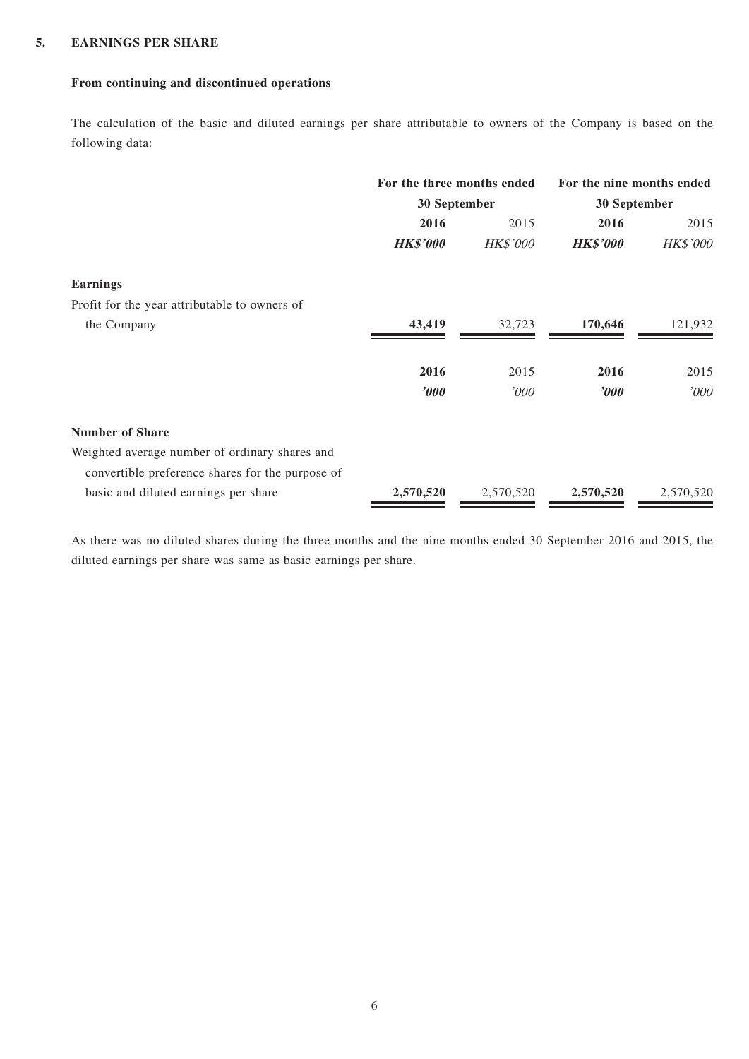## 5. EARNINGS PER SHARE

### From continuing and discontinued operations

The calculation of the basic and diluted earnings per share attributable to owners of the Company is based on the following data:

| | For the three months ended 30 September | | For the nine months ended 30 September | |
|---|---|---|---|---|
| | **2016** | 2015 | **2016** | 2015 |
| | ***HK$'000*** | *HK$'000* | ***HK$'000*** | *HK$'000* |
| **Earnings** | | | | |
| Profit for the year attributable to owners of the Company | **43,419** | 32,723 | **170,646** | 121,932 |
| | **2016** | 2015 | **2016** | 2015 |
| | ***'000*** | *'000* | ***'000*** | *'000* |
| **Number of Share** | | | | |
| Weighted average number of ordinary shares and convertible preference shares for the purpose of basic and diluted earnings per share | **2,570,520** | 2,570,520 | **2,570,520** | 2,570,520 |

As there was no diluted shares during the three months and the nine months ended 30 September 2016 and 2015, the diluted earnings per share was same as basic earnings per share.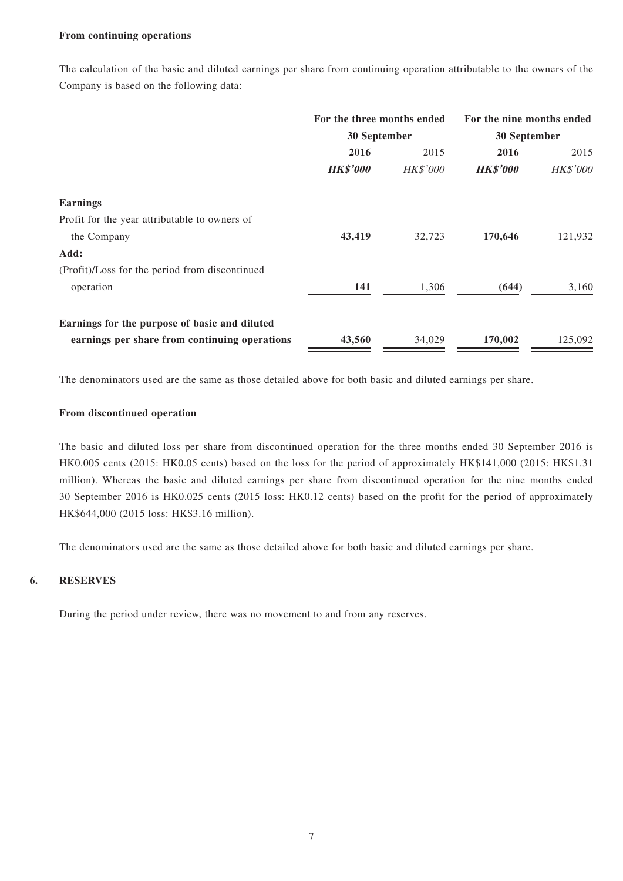**From continuing operations**

The calculation of the basic and diluted earnings per share from continuing operation attributable to the owners of the Company is based on the following data:

| | For the three months ended 30 September | | For the nine months ended 30 September | |
|---|---|---|---|---|
| | **2016** | 2015 | **2016** | 2015 |
| | ***HK$'000*** | *HK$'000* | ***HK$'000*** | *HK$'000* |
| **Earnings** | | | | |
| Profit for the year attributable to owners of the Company | **43,419** | 32,723 | **170,646** | 121,932 |
| **Add:** | | | | |
| (Profit)/Loss for the period from discontinued operation | **141** | 1,306 | **(644)** | 3,160 |
| **Earnings for the purpose of basic and diluted earnings per share from continuing operations** | **43,560** | 34,029 | **170,002** | 125,092 |

The denominators used are the same as those detailed above for both basic and diluted earnings per share.

**From discontinued operation**

The basic and diluted loss per share from discontinued operation for the three months ended 30 September 2016 is HK0.005 cents (2015: HK0.05 cents) based on the loss for the period of approximately HK$141,000 (2015: HK$1.31 million). Whereas the basic and diluted earnings per share from discontinued operation for the nine months ended 30 September 2016 is HK0.025 cents (2015 loss: HK0.12 cents) based on the profit for the period of approximately HK$644,000 (2015 loss: HK$3.16 million).

The denominators used are the same as those detailed above for both basic and diluted earnings per share.

**6. RESERVES**

During the period under review, there was no movement to and from any reserves.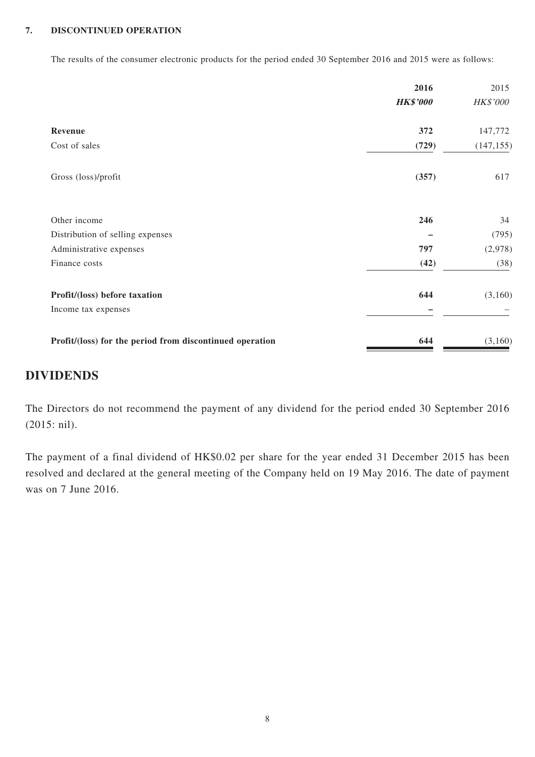**7. DISCONTINUED OPERATION**

The results of the consumer electronic products for the period ended 30 September 2016 and 2015 were as follows:

| | **2016** | 2015 |
|---|---|---|
| | ***HK$'000*** | *HK$'000* |
| **Revenue** | **372** | 147,772 |
| Cost of sales | **(729)** | (147,155) |
| Gross (loss)/profit | **(357)** | 617 |
| Other income | **246** | 34 |
| Distribution of selling expenses | **–** | (795) |
| Administrative expenses | **797** | (2,978) |
| Finance costs | **(42)** | (38) |
| **Profit/(loss) before taxation** | **644** | (3,160) |
| Income tax expenses | **–** | – |
| **Profit/(loss) for the period from discontinued operation** | **644** | (3,160) |

## DIVIDENDS

The Directors do not recommend the payment of any dividend for the period ended 30 September 2016 (2015: nil).

The payment of a final dividend of HK$0.02 per share for the year ended 31 December 2015 has been resolved and declared at the general meeting of the Company held on 19 May 2016. The date of payment was on 7 June 2016.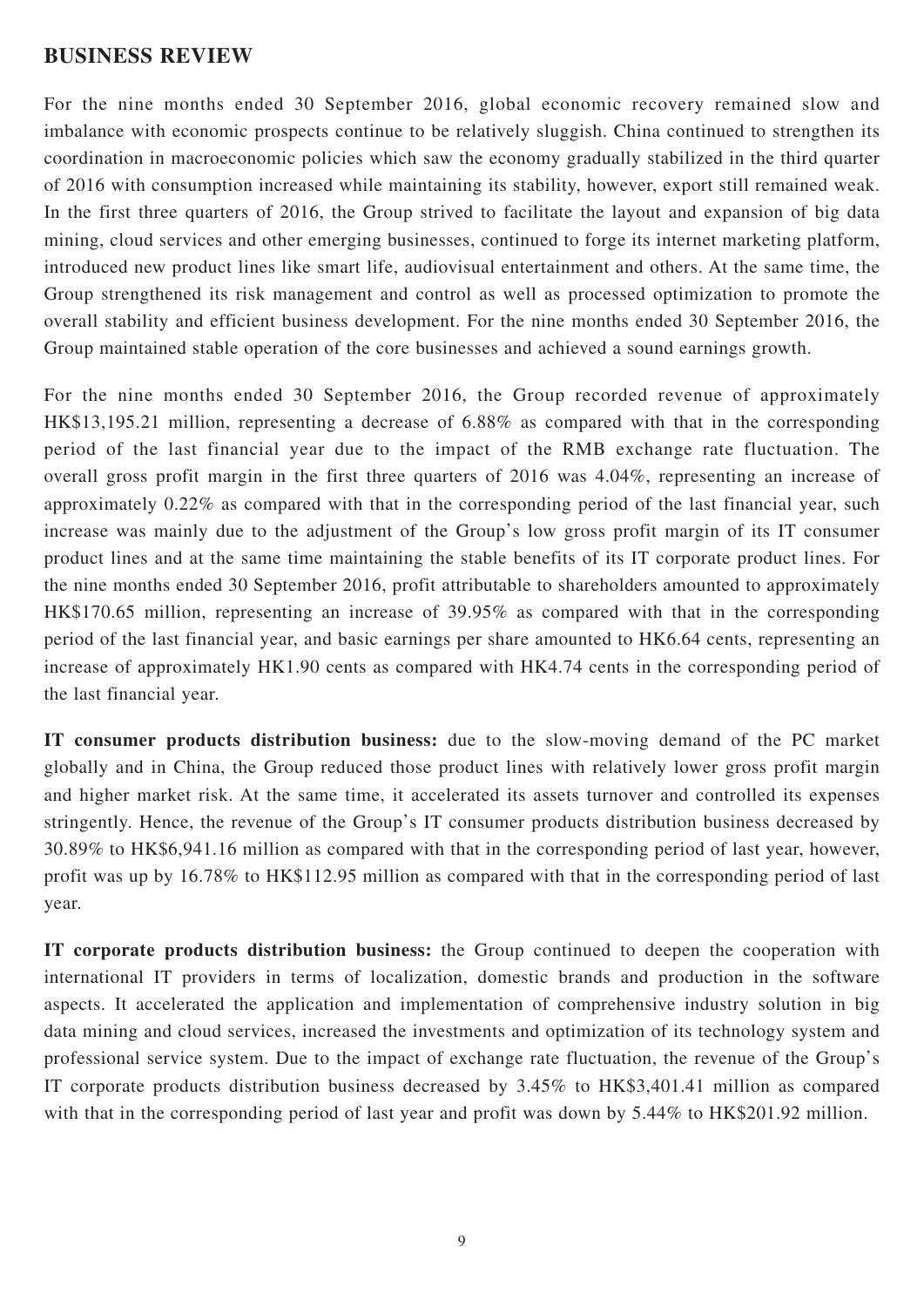## BUSINESS REVIEW

For the nine months ended 30 September 2016, global economic recovery remained slow and imbalance with economic prospects continue to be relatively sluggish. China continued to strengthen its coordination in macroeconomic policies which saw the economy gradually stabilized in the third quarter of 2016 with consumption increased while maintaining its stability, however, export still remained weak. In the first three quarters of 2016, the Group strived to facilitate the layout and expansion of big data mining, cloud services and other emerging businesses, continued to forge its internet marketing platform, introduced new product lines like smart life, audiovisual entertainment and others. At the same time, the Group strengthened its risk management and control as well as processed optimization to promote the overall stability and efficient business development. For the nine months ended 30 September 2016, the Group maintained stable operation of the core businesses and achieved a sound earnings growth.

For the nine months ended 30 September 2016, the Group recorded revenue of approximately HK$13,195.21 million, representing a decrease of 6.88% as compared with that in the corresponding period of the last financial year due to the impact of the RMB exchange rate fluctuation. The overall gross profit margin in the first three quarters of 2016 was 4.04%, representing an increase of approximately 0.22% as compared with that in the corresponding period of the last financial year, such increase was mainly due to the adjustment of the Group's low gross profit margin of its IT consumer product lines and at the same time maintaining the stable benefits of its IT corporate product lines. For the nine months ended 30 September 2016, profit attributable to shareholders amounted to approximately HK$170.65 million, representing an increase of 39.95% as compared with that in the corresponding period of the last financial year, and basic earnings per share amounted to HK6.64 cents, representing an increase of approximately HK1.90 cents as compared with HK4.74 cents in the corresponding period of the last financial year.

**IT consumer products distribution business:** due to the slow-moving demand of the PC market globally and in China, the Group reduced those product lines with relatively lower gross profit margin and higher market risk. At the same time, it accelerated its assets turnover and controlled its expenses stringently. Hence, the revenue of the Group's IT consumer products distribution business decreased by 30.89% to HK$6,941.16 million as compared with that in the corresponding period of last year, however, profit was up by 16.78% to HK$112.95 million as compared with that in the corresponding period of last year.

**IT corporate products distribution business:** the Group continued to deepen the cooperation with international IT providers in terms of localization, domestic brands and production in the software aspects. It accelerated the application and implementation of comprehensive industry solution in big data mining and cloud services, increased the investments and optimization of its technology system and professional service system. Due to the impact of exchange rate fluctuation, the revenue of the Group's IT corporate products distribution business decreased by 3.45% to HK$3,401.41 million as compared with that in the corresponding period of last year and profit was down by 5.44% to HK$201.92 million.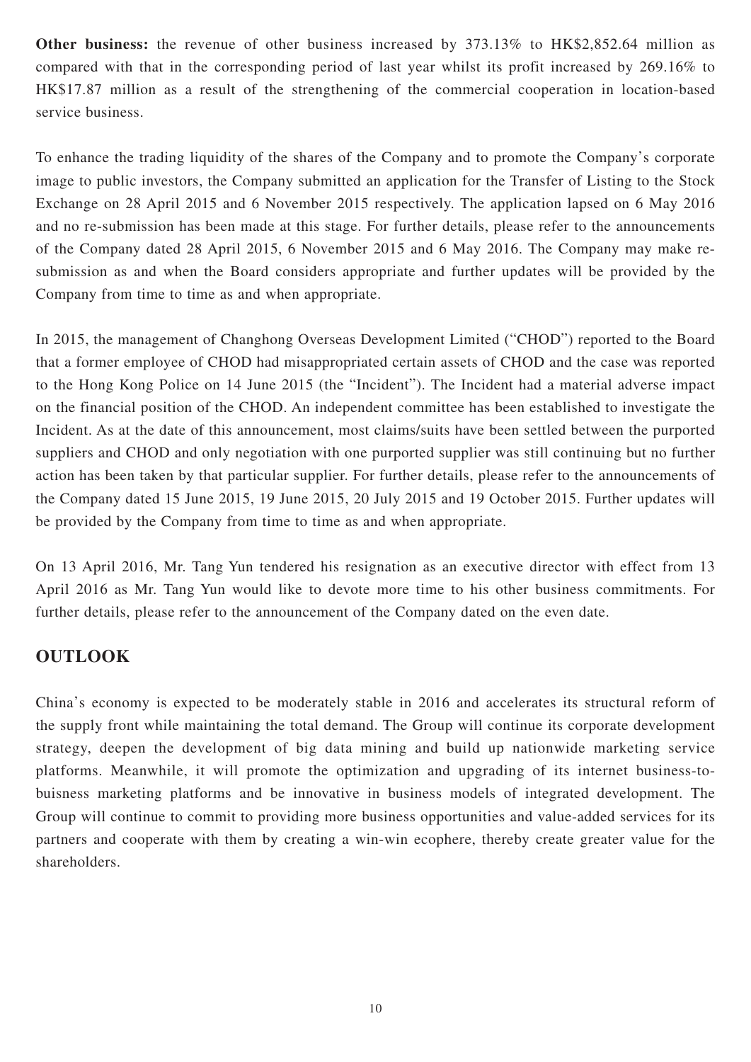**Other business:** the revenue of other business increased by 373.13% to HK$2,852.64 million as compared with that in the corresponding period of last year whilst its profit increased by 269.16% to HK$17.87 million as a result of the strengthening of the commercial cooperation in location-based service business.

To enhance the trading liquidity of the shares of the Company and to promote the Company's corporate image to public investors, the Company submitted an application for the Transfer of Listing to the Stock Exchange on 28 April 2015 and 6 November 2015 respectively. The application lapsed on 6 May 2016 and no re-submission has been made at this stage. For further details, please refer to the announcements of the Company dated 28 April 2015, 6 November 2015 and 6 May 2016. The Company may make re-submission as and when the Board considers appropriate and further updates will be provided by the Company from time to time as and when appropriate.

In 2015, the management of Changhong Overseas Development Limited ("CHOD") reported to the Board that a former employee of CHOD had misappropriated certain assets of CHOD and the case was reported to the Hong Kong Police on 14 June 2015 (the "Incident"). The Incident had a material adverse impact on the financial position of the CHOD. An independent committee has been established to investigate the Incident. As at the date of this announcement, most claims/suits have been settled between the purported suppliers and CHOD and only negotiation with one purported supplier was still continuing but no further action has been taken by that particular supplier. For further details, please refer to the announcements of the Company dated 15 June 2015, 19 June 2015, 20 July 2015 and 19 October 2015. Further updates will be provided by the Company from time to time as and when appropriate.

On 13 April 2016, Mr. Tang Yun tendered his resignation as an executive director with effect from 13 April 2016 as Mr. Tang Yun would like to devote more time to his other business commitments. For further details, please refer to the announcement of the Company dated on the even date.

## OUTLOOK

China's economy is expected to be moderately stable in 2016 and accelerates its structural reform of the supply front while maintaining the total demand. The Group will continue its corporate development strategy, deepen the development of big data mining and build up nationwide marketing service platforms. Meanwhile, it will promote the optimization and upgrading of its internet business-to-buisness marketing platforms and be innovative in business models of integrated development. The Group will continue to commit to providing more business opportunities and value-added services for its partners and cooperate with them by creating a win-win ecophere, thereby create greater value for the shareholders.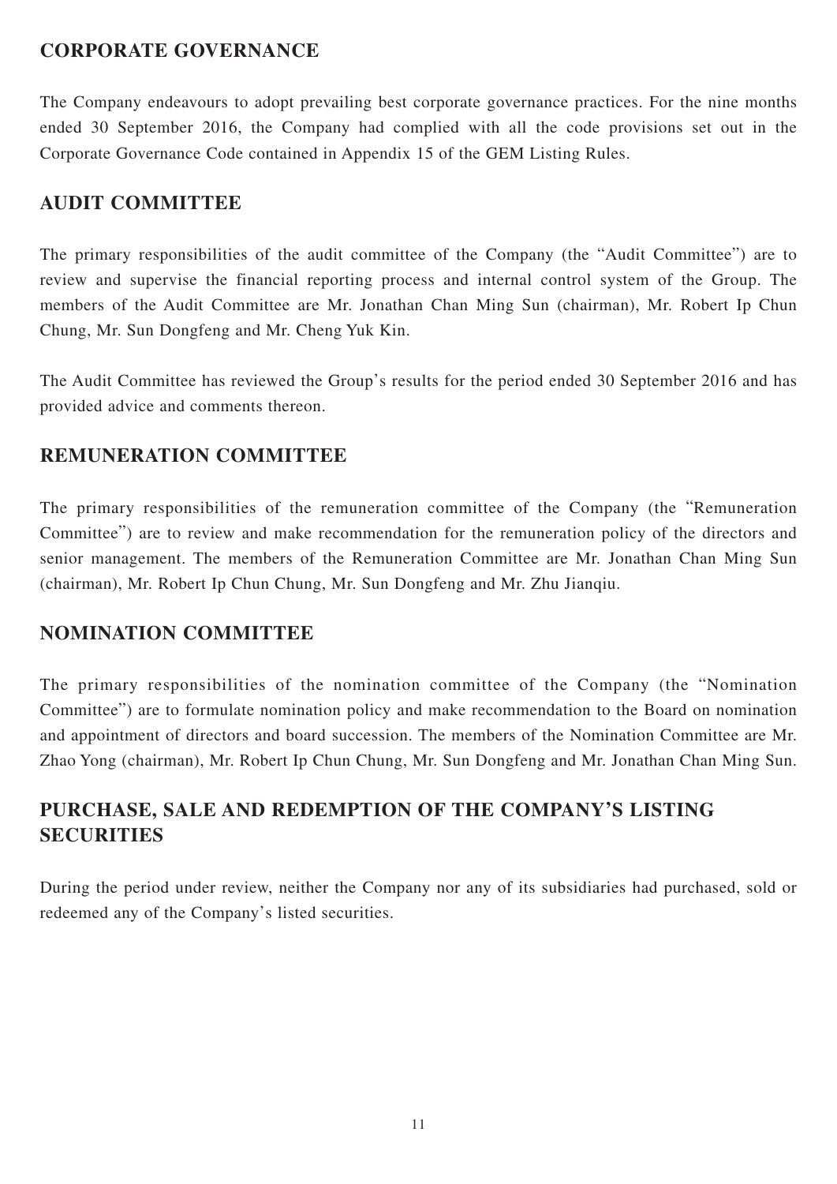## CORPORATE GOVERNANCE

The Company endeavours to adopt prevailing best corporate governance practices. For the nine months ended 30 September 2016, the Company had complied with all the code provisions set out in the Corporate Governance Code contained in Appendix 15 of the GEM Listing Rules.

## AUDIT COMMITTEE

The primary responsibilities of the audit committee of the Company (the "Audit Committee") are to review and supervise the financial reporting process and internal control system of the Group. The members of the Audit Committee are Mr. Jonathan Chan Ming Sun (chairman), Mr. Robert Ip Chun Chung, Mr. Sun Dongfeng and Mr. Cheng Yuk Kin.

The Audit Committee has reviewed the Group's results for the period ended 30 September 2016 and has provided advice and comments thereon.

## REMUNERATION COMMITTEE

The primary responsibilities of the remuneration committee of the Company (the "Remuneration Committee") are to review and make recommendation for the remuneration policy of the directors and senior management. The members of the Remuneration Committee are Mr. Jonathan Chan Ming Sun (chairman), Mr. Robert Ip Chun Chung, Mr. Sun Dongfeng and Mr. Zhu Jianqiu.

## NOMINATION COMMITTEE

The primary responsibilities of the nomination committee of the Company (the "Nomination Committee") are to formulate nomination policy and make recommendation to the Board on nomination and appointment of directors and board succession. The members of the Nomination Committee are Mr. Zhao Yong (chairman), Mr. Robert Ip Chun Chung, Mr. Sun Dongfeng and Mr. Jonathan Chan Ming Sun.

## PURCHASE, SALE AND REDEMPTION OF THE COMPANY'S LISTING SECURITIES

During the period under review, neither the Company nor any of its subsidiaries had purchased, sold or redeemed any of the Company's listed securities.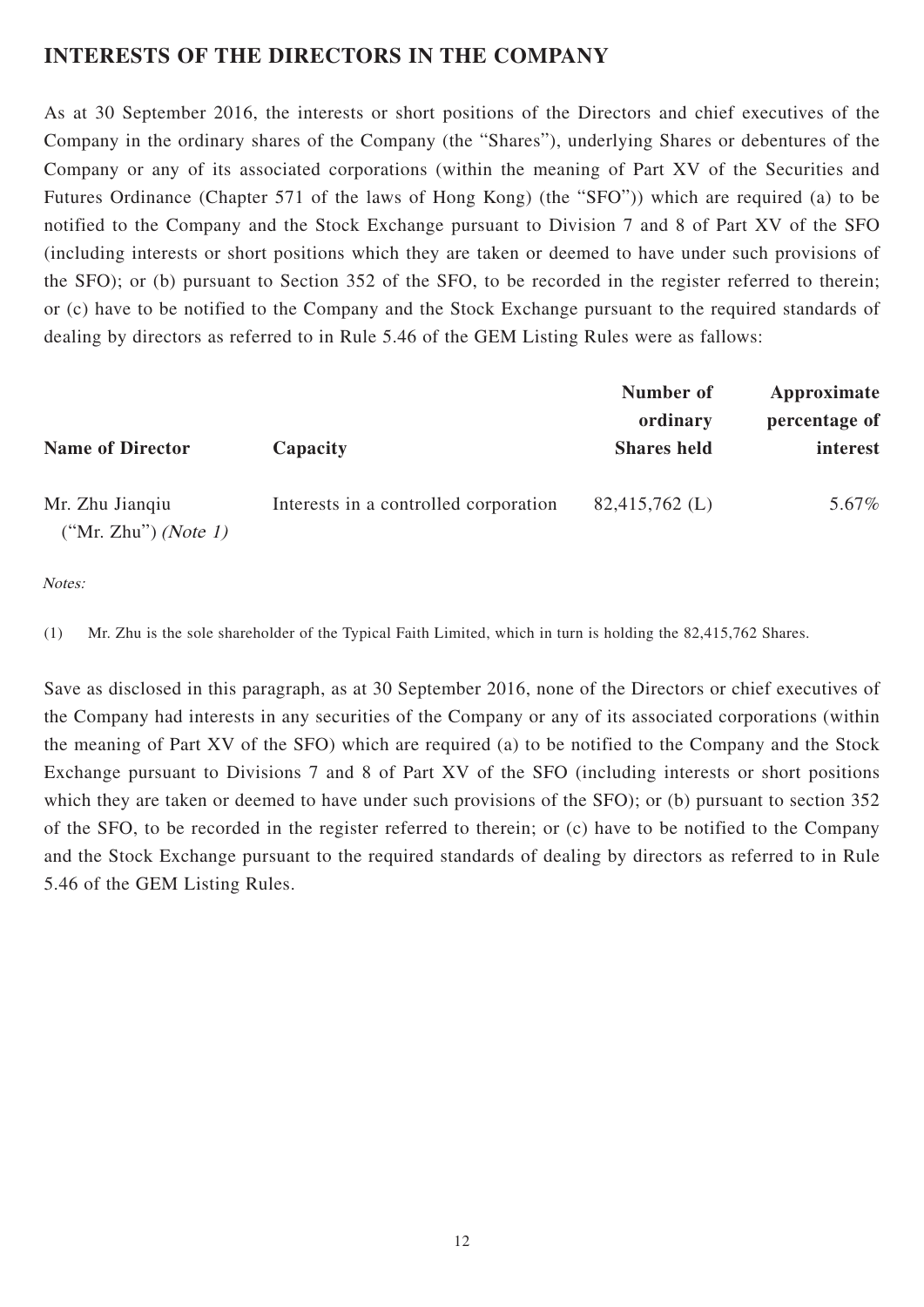## INTERESTS OF THE DIRECTORS IN THE COMPANY

As at 30 September 2016, the interests or short positions of the Directors and chief executives of the Company in the ordinary shares of the Company (the "Shares"), underlying Shares or debentures of the Company or any of its associated corporations (within the meaning of Part XV of the Securities and Futures Ordinance (Chapter 571 of the laws of Hong Kong) (the "SFO")) which are required (a) to be notified to the Company and the Stock Exchange pursuant to Division 7 and 8 of Part XV of the SFO (including interests or short positions which they are taken or deemed to have under such provisions of the SFO); or (b) pursuant to Section 352 of the SFO, to be recorded in the register referred to therein; or (c) have to be notified to the Company and the Stock Exchange pursuant to the required standards of dealing by directors as referred to in Rule 5.46 of the GEM Listing Rules were as fallows:

| Name of Director | Capacity | Number of ordinary Shares held | Approximate percentage of interest |
|---|---|---|---|
| Mr. Zhu Jianqiu ("Mr. Zhu") *(Note 1)* | Interests in a controlled corporation | 82,415,762 (L) | 5.67% |

*Notes:*

(1) Mr. Zhu is the sole shareholder of the Typical Faith Limited, which in turn is holding the 82,415,762 Shares.

Save as disclosed in this paragraph, as at 30 September 2016, none of the Directors or chief executives of the Company had interests in any securities of the Company or any of its associated corporations (within the meaning of Part XV of the SFO) which are required (a) to be notified to the Company and the Stock Exchange pursuant to Divisions 7 and 8 of Part XV of the SFO (including interests or short positions which they are taken or deemed to have under such provisions of the SFO); or (b) pursuant to section 352 of the SFO, to be recorded in the register referred to therein; or (c) have to be notified to the Company and the Stock Exchange pursuant to the required standards of dealing by directors as referred to in Rule 5.46 of the GEM Listing Rules.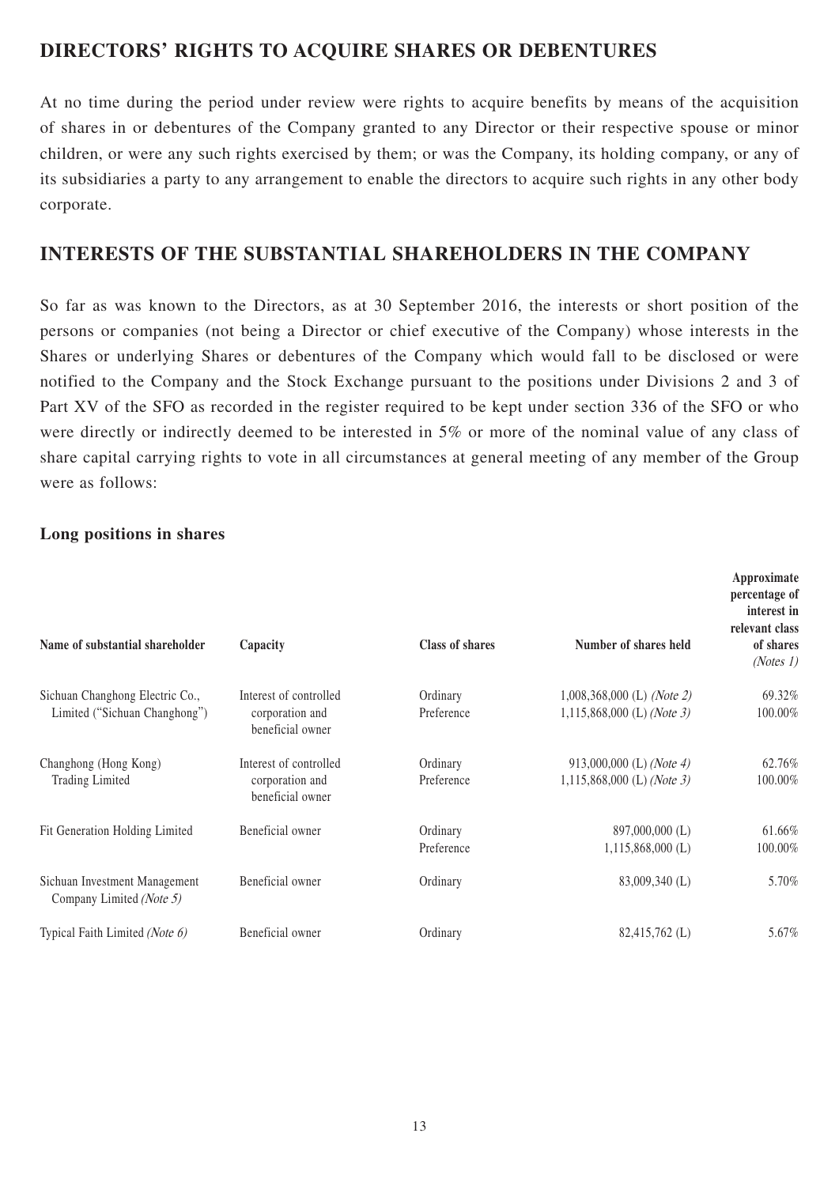## DIRECTORS' RIGHTS TO ACQUIRE SHARES OR DEBENTURES

At no time during the period under review were rights to acquire benefits by means of the acquisition of shares in or debentures of the Company granted to any Director or their respective spouse or minor children, or were any such rights exercised by them; or was the Company, its holding company, or any of its subsidiaries a party to any arrangement to enable the directors to acquire such rights in any other body corporate.

## INTERESTS OF THE SUBSTANTIAL SHAREHOLDERS IN THE COMPANY

So far as was known to the Directors, as at 30 September 2016, the interests or short position of the persons or companies (not being a Director or chief executive of the Company) whose interests in the Shares or underlying Shares or debentures of the Company which would fall to be disclosed or were notified to the Company and the Stock Exchange pursuant to the positions under Divisions 2 and 3 of Part XV of the SFO as recorded in the register required to be kept under section 336 of the SFO or who were directly or indirectly deemed to be interested in 5% or more of the nominal value of any class of share capital carrying rights to vote in all circumstances at general meeting of any member of the Group were as follows:

### Long positions in shares

| Name of substantial shareholder | Capacity | Class of shares | Number of shares held | Approximate percentage of interest in relevant class of shares *(Notes 1)* |
|---|---|---|---|---|
| Sichuan Changhong Electric Co., Limited ("Sichuan Changhong") | Interest of controlled corporation and beneficial owner | Ordinary | 1,008,368,000 (L) *(Note 2)* | 69.32% |
| | | Preference | 1,115,868,000 (L) *(Note 3)* | 100.00% |
| Changhong (Hong Kong) Trading Limited | Interest of controlled corporation and beneficial owner | Ordinary | 913,000,000 (L) *(Note 4)* | 62.76% |
| | | Preference | 1,115,868,000 (L) *(Note 3)* | 100.00% |
| Fit Generation Holding Limited | Beneficial owner | Ordinary | 897,000,000 (L) | 61.66% |
| | | Preference | 1,115,868,000 (L) | 100.00% |
| Sichuan Investment Management Company Limited *(Note 5)* | Beneficial owner | Ordinary | 83,009,340 (L) | 5.70% |
| Typical Faith Limited *(Note 6)* | Beneficial owner | Ordinary | 82,415,762 (L) | 5.67% |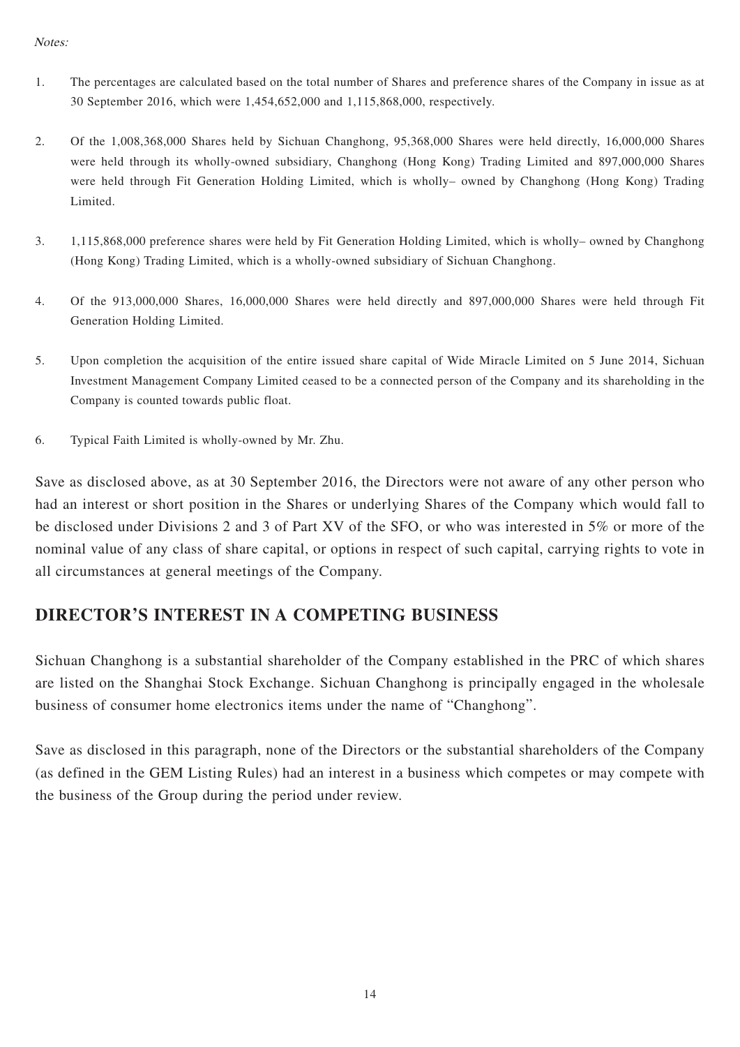*Notes:*

1. The percentages are calculated based on the total number of Shares and preference shares of the Company in issue as at 30 September 2016, which were 1,454,652,000 and 1,115,868,000, respectively.

2. Of the 1,008,368,000 Shares held by Sichuan Changhong, 95,368,000 Shares were held directly, 16,000,000 Shares were held through its wholly-owned subsidiary, Changhong (Hong Kong) Trading Limited and 897,000,000 Shares were held through Fit Generation Holding Limited, which is wholly– owned by Changhong (Hong Kong) Trading Limited.

3. 1,115,868,000 preference shares were held by Fit Generation Holding Limited, which is wholly– owned by Changhong (Hong Kong) Trading Limited, which is a wholly-owned subsidiary of Sichuan Changhong.

4. Of the 913,000,000 Shares, 16,000,000 Shares were held directly and 897,000,000 Shares were held through Fit Generation Holding Limited.

5. Upon completion the acquisition of the entire issued share capital of Wide Miracle Limited on 5 June 2014, Sichuan Investment Management Company Limited ceased to be a connected person of the Company and its shareholding in the Company is counted towards public float.

6. Typical Faith Limited is wholly-owned by Mr. Zhu.

Save as disclosed above, as at 30 September 2016, the Directors were not aware of any other person who had an interest or short position in the Shares or underlying Shares of the Company which would fall to be disclosed under Divisions 2 and 3 of Part XV of the SFO, or who was interested in 5% or more of the nominal value of any class of share capital, or options in respect of such capital, carrying rights to vote in all circumstances at general meetings of the Company.

## DIRECTOR'S INTEREST IN A COMPETING BUSINESS

Sichuan Changhong is a substantial shareholder of the Company established in the PRC of which shares are listed on the Shanghai Stock Exchange. Sichuan Changhong is principally engaged in the wholesale business of consumer home electronics items under the name of "Changhong".

Save as disclosed in this paragraph, none of the Directors or the substantial shareholders of the Company (as defined in the GEM Listing Rules) had an interest in a business which competes or may compete with the business of the Group during the period under review.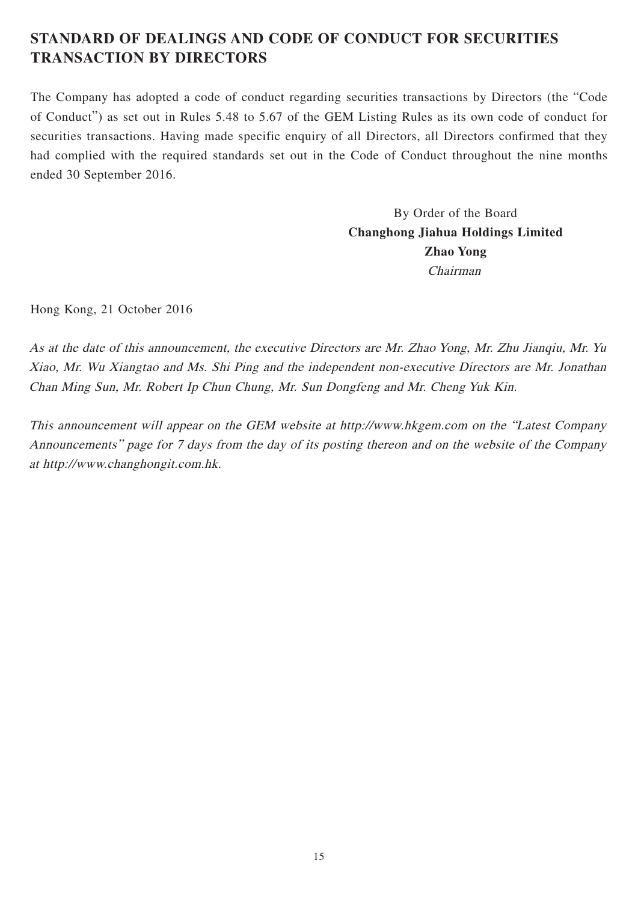## STANDARD OF DEALINGS AND CODE OF CONDUCT FOR SECURITIES TRANSACTION BY DIRECTORS

The Company has adopted a code of conduct regarding securities transactions by Directors (the "Code of Conduct") as set out in Rules 5.48 to 5.67 of the GEM Listing Rules as its own code of conduct for securities transactions. Having made specific enquiry of all Directors, all Directors confirmed that they had complied with the required standards set out in the Code of Conduct throughout the nine months ended 30 September 2016.

By Order of the Board
**Changhong Jiahua Holdings Limited**
**Zhao Yong**
*Chairman*

Hong Kong, 21 October 2016

*As at the date of this announcement, the executive Directors are Mr. Zhao Yong, Mr. Zhu Jianqiu, Mr. Yu Xiao, Mr. Wu Xiangtao and Ms. Shi Ping and the independent non-executive Directors are Mr. Jonathan Chan Ming Sun, Mr. Robert Ip Chun Chung, Mr. Sun Dongfeng and Mr. Cheng Yuk Kin.*

*This announcement will appear on the GEM website at http://www.hkgem.com on the "Latest Company Announcements" page for 7 days from the day of its posting thereon and on the website of the Company at http://www.changhongit.com.hk.*